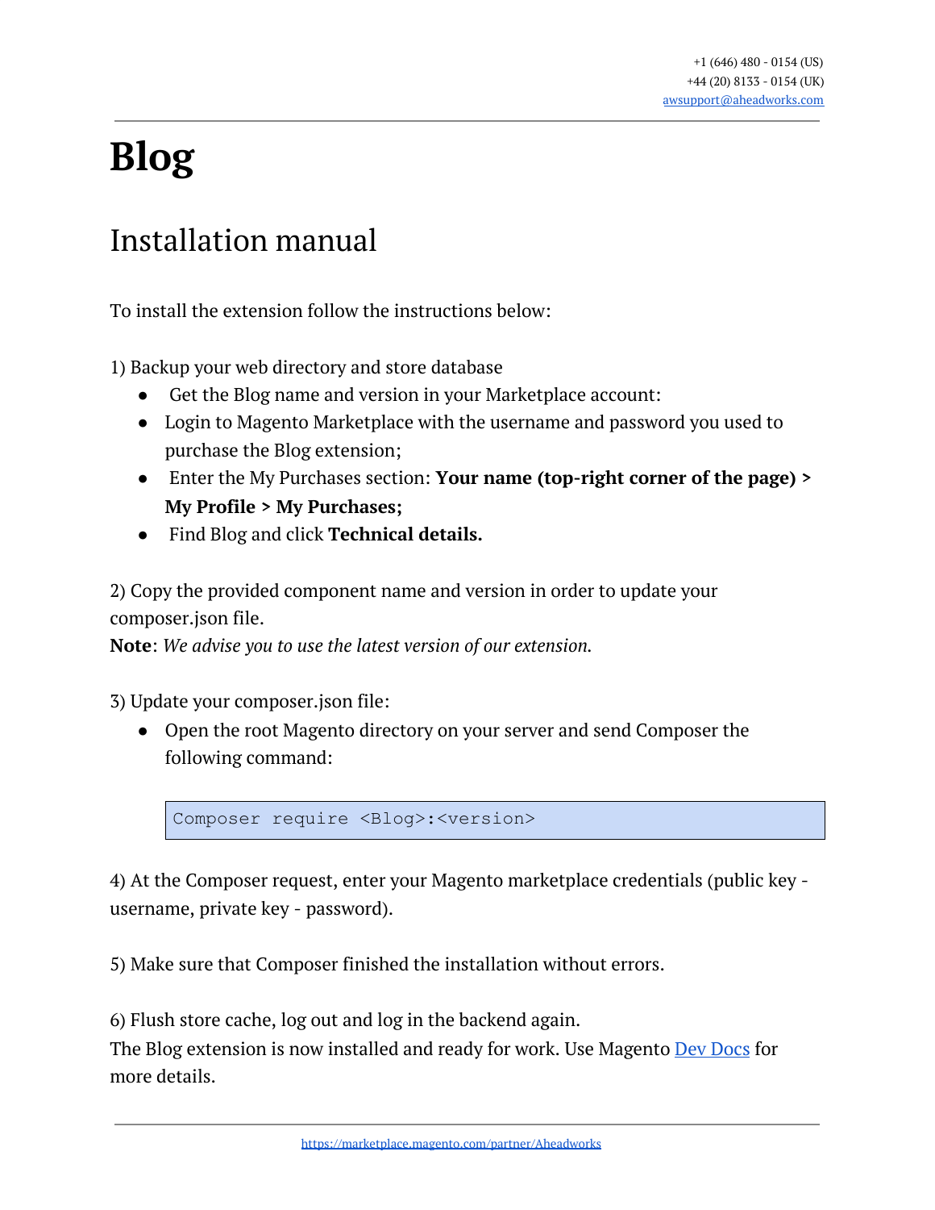+1 (646) 480 - 0154 (US)
+44 (20) 8133 - 0154 (UK)
awsupport@aheadworks.com

# Blog

## Installation manual

To install the extension follow the instructions below:

1) Backup your web directory and store database

- Get the Blog name and version in your Marketplace account:
- Login to Magento Marketplace with the username and password you used to purchase the Blog extension;
- Enter the My Purchases section: **Your name (top-right corner of the page) > My Profile > My Purchases;**
- Find Blog and click **Technical details.**

2) Copy the provided component name and version in order to update your composer.json file.

**Note**: *We advise you to use the latest version of our extension.*

3) Update your composer.json file:

- Open the root Magento directory on your server and send Composer the following command:

```
Composer require <Blog>:<version>
```

4) At the Composer request, enter your Magento marketplace credentials (public key - username, private key - password).

5) Make sure that Composer finished the installation without errors.

6) Flush store cache, log out and log in the backend again.

The Blog extension is now installed and ready for work. Use Magento Dev Docs for more details.

https://marketplace.magento.com/partner/Aheadworks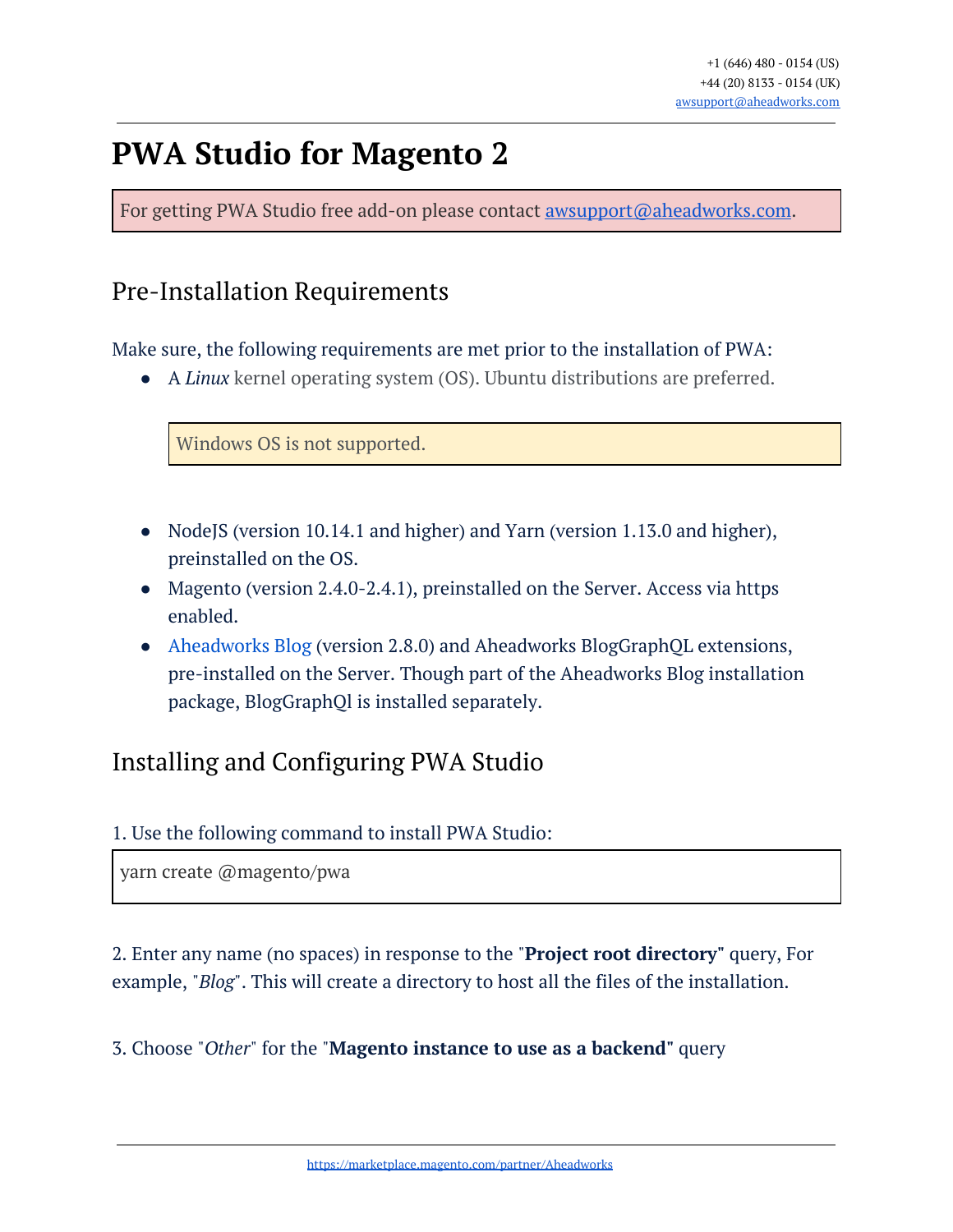# PWA Studio for Magento 2

For getting PWA Studio free add-on please contact awsupport@aheadworks.com.

## Pre-Installation Requirements

Make sure, the following requirements are met prior to the installation of PWA:

- A *Linux* kernel operating system (OS). Ubuntu distributions are preferred.

  Windows OS is not supported.

- NodeJS (version 10.14.1 and higher) and Yarn (version 1.13.0 and higher), preinstalled on the OS.
- Magento (version 2.4.0-2.4.1), preinstalled on the Server. Access via https enabled.
- Aheadworks Blog (version 2.8.0) and Aheadworks BlogGraphQL extensions, pre-installed on the Server. Though part of the Aheadworks Blog installation package, BlogGraphQl is installed separately.

## Installing and Configuring PWA Studio

1. Use the following command to install PWA Studio:

```
yarn create @magento/pwa
```

2. Enter any name (no spaces) in response to the "**Project root directory"** query, For example, "*Blog*". This will create a directory to host all the files of the installation.

3. Choose "*Other*" for the "**Magento instance to use as a backend"** query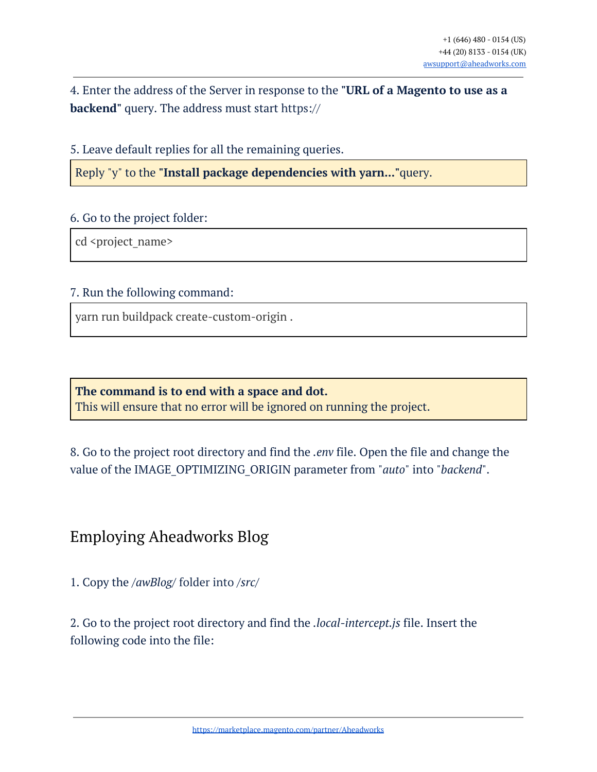4. Enter the address of the Server in response to the **"URL of a Magento to use as a backend"** query. The address must start https://

5. Leave default replies for all the remaining queries.

> Reply "y" to the **"Install package dependencies with yarn..."**query.

6. Go to the project folder:

```
cd <project_name>
```

7. Run the following command:

```
yarn run buildpack create-custom-origin .
```

> **The command is to end with a space and dot.**
> This will ensure that no error will be ignored on running the project.

8. Go to the project root directory and find the *.env* file. Open the file and change the value of the IMAGE_OPTIMIZING_ORIGIN parameter from "*auto*" into "*backend*".

## Employing Aheadworks Blog

1. Copy the */awBlog/* folder into */src/*

2. Go to the project root directory and find the *.local-intercept.js* file. Insert the following code into the file: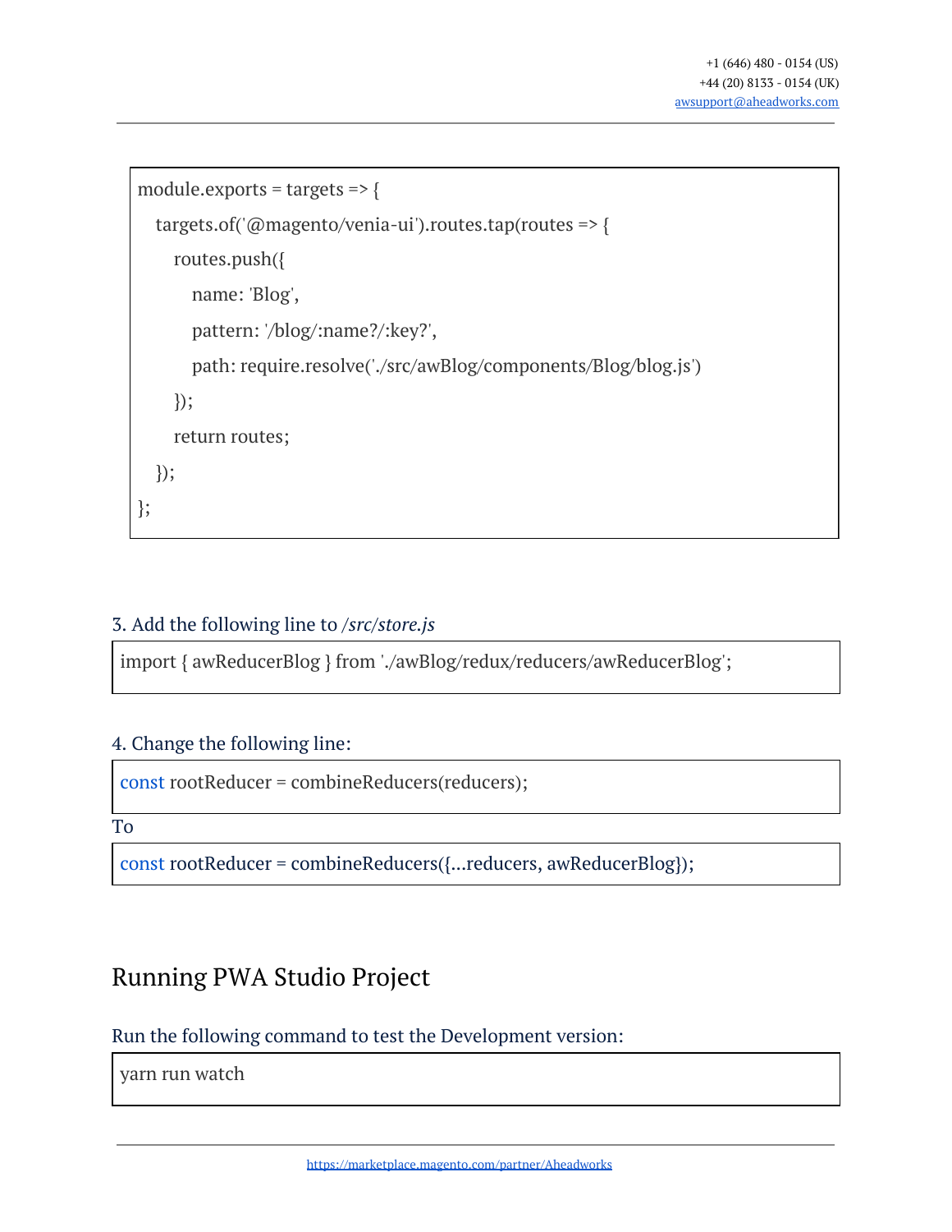```
module.exports = targets => {
   targets.of('@magento/venia-ui').routes.tap(routes => {
      routes.push({
         name: 'Blog',
         pattern: '/blog/:name?/:key?',
         path: require.resolve('./src/awBlog/components/Blog/blog.js')
      });
      return routes;
   });
};
```

3. Add the following line to */src/store.js*

```
import { awReducerBlog } from './awBlog/redux/reducers/awReducerBlog';
```

4. Change the following line:

```
const rootReducer = combineReducers(reducers);
```

To

```
const rootReducer = combineReducers({...reducers, awReducerBlog});
```

## Running PWA Studio Project

Run the following command to test the Development version:

```
yarn run watch
```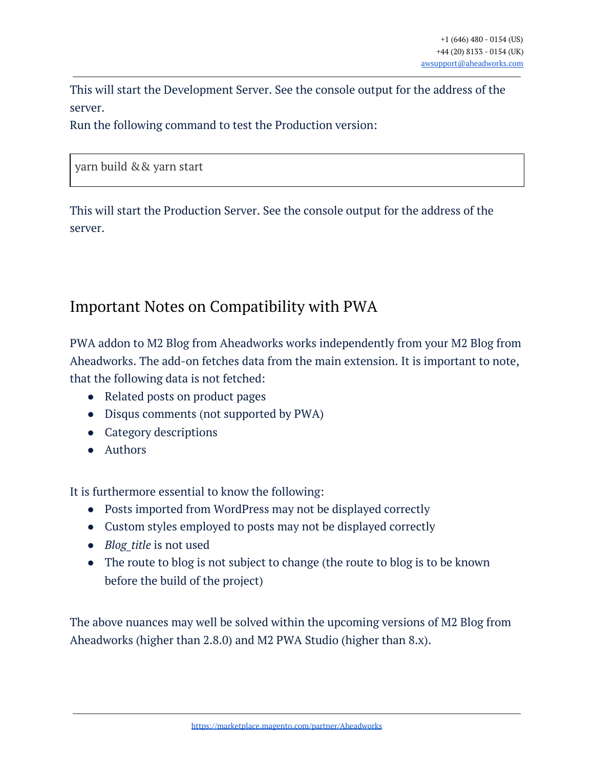This will start the Development Server. See the console output for the address of the server.

Run the following command to test the Production version:

```
yarn build && yarn start
```

This will start the Production Server. See the console output for the address of the server.

## Important Notes on Compatibility with PWA

PWA addon to M2 Blog from Aheadworks works independently from your M2 Blog from Aheadworks. The add-on fetches data from the main extension. It is important to note, that the following data is not fetched:

- Related posts on product pages
- Disqus comments (not supported by PWA)
- Category descriptions
- Authors

It is furthermore essential to know the following:

- Posts imported from WordPress may not be displayed correctly
- Custom styles employed to posts may not be displayed correctly
- *Blog_title* is not used
- The route to blog is not subject to change (the route to blog is to be known before the build of the project)

The above nuances may well be solved within the upcoming versions of M2 Blog from Aheadworks (higher than 2.8.0) and M2 PWA Studio (higher than 8.x).